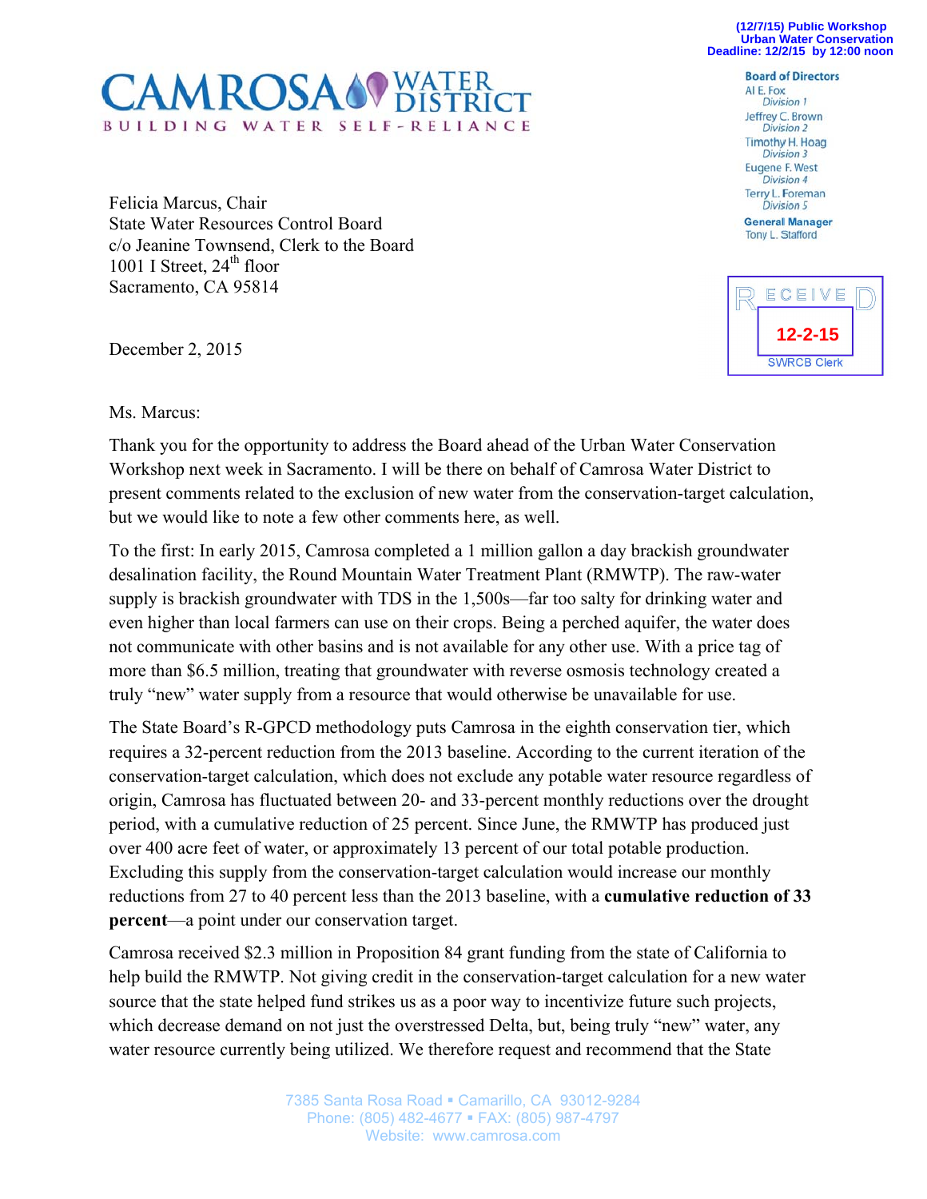(12/7/15) Public Workshop
Urban Water Conservation
Deadline: 12/2/15 by 12:00 noon

# CAMROSA WATER DISTRICT

BUILDING WATER SELF-RELIANCE

**Board of Directors**
Al E. Fox
*Division 1*
Jeffrey C. Brown
*Division 2*
Timothy H. Hoag
*Division 3*
Eugene F. West
*Division 4*
Terry L. Foreman
*Division 5*

**General Manager**
Tony L. Stafford

RECEIVED
12-2-15
SWRCB Clerk

Felicia Marcus, Chair
State Water Resources Control Board
c/o Jeanine Townsend, Clerk to the Board
1001 I Street, 24th floor
Sacramento, CA 95814

December 2, 2015

Ms. Marcus:

Thank you for the opportunity to address the Board ahead of the Urban Water Conservation Workshop next week in Sacramento. I will be there on behalf of Camrosa Water District to present comments related to the exclusion of new water from the conservation-target calculation, but we would like to note a few other comments here, as well.

To the first: In early 2015, Camrosa completed a 1 million gallon a day brackish groundwater desalination facility, the Round Mountain Water Treatment Plant (RMWTP). The raw-water supply is brackish groundwater with TDS in the 1,500s—far too salty for drinking water and even higher than local farmers can use on their crops. Being a perched aquifer, the water does not communicate with other basins and is not available for any other use. With a price tag of more than $6.5 million, treating that groundwater with reverse osmosis technology created a truly "new" water supply from a resource that would otherwise be unavailable for use.

The State Board's R-GPCD methodology puts Camrosa in the eighth conservation tier, which requires a 32-percent reduction from the 2013 baseline. According to the current iteration of the conservation-target calculation, which does not exclude any potable water resource regardless of origin, Camrosa has fluctuated between 20- and 33-percent monthly reductions over the drought period, with a cumulative reduction of 25 percent. Since June, the RMWTP has produced just over 400 acre feet of water, or approximately 13 percent of our total potable production. Excluding this supply from the conservation-target calculation would increase our monthly reductions from 27 to 40 percent less than the 2013 baseline, with a **cumulative reduction of 33 percent**—a point under our conservation target.

Camrosa received $2.3 million in Proposition 84 grant funding from the state of California to help build the RMWTP. Not giving credit in the conservation-target calculation for a new water source that the state helped fund strikes us as a poor way to incentivize future such projects, which decrease demand on not just the overstressed Delta, but, being truly "new" water, any water resource currently being utilized. We therefore request and recommend that the State

7385 Santa Rosa Road ▪ Camarillo, CA 93012-9284
Phone: (805) 482-4677 ▪ FAX: (805) 987-4797
Website: www.camrosa.com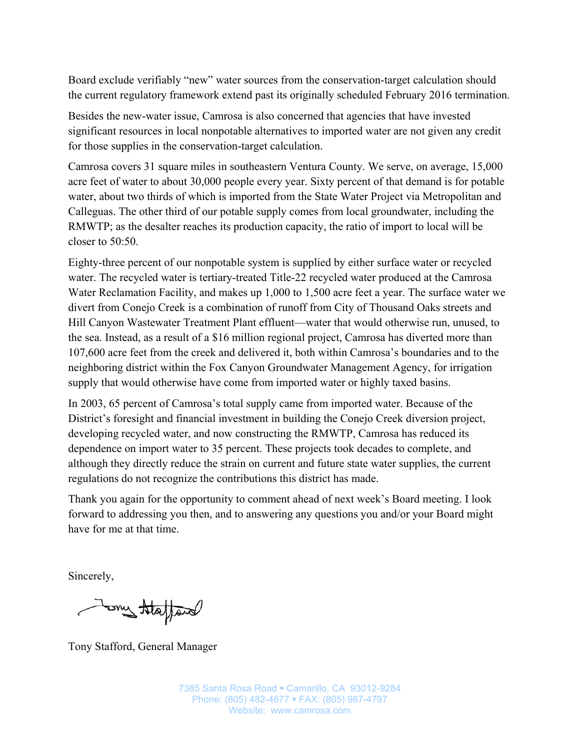Board exclude verifiably "new" water sources from the conservation-target calculation should the current regulatory framework extend past its originally scheduled February 2016 termination.

Besides the new-water issue, Camrosa is also concerned that agencies that have invested significant resources in local nonpotable alternatives to imported water are not given any credit for those supplies in the conservation-target calculation.

Camrosa covers 31 square miles in southeastern Ventura County. We serve, on average, 15,000 acre feet of water to about 30,000 people every year. Sixty percent of that demand is for potable water, about two thirds of which is imported from the State Water Project via Metropolitan and Calleguas. The other third of our potable supply comes from local groundwater, including the RMWTP; as the desalter reaches its production capacity, the ratio of import to local will be closer to 50:50.

Eighty-three percent of our nonpotable system is supplied by either surface water or recycled water. The recycled water is tertiary-treated Title-22 recycled water produced at the Camrosa Water Reclamation Facility, and makes up 1,000 to 1,500 acre feet a year. The surface water we divert from Conejo Creek is a combination of runoff from City of Thousand Oaks streets and Hill Canyon Wastewater Treatment Plant effluent—water that would otherwise run, unused, to the sea. Instead, as a result of a $16 million regional project, Camrosa has diverted more than 107,600 acre feet from the creek and delivered it, both within Camrosa's boundaries and to the neighboring district within the Fox Canyon Groundwater Management Agency, for irrigation supply that would otherwise have come from imported water or highly taxed basins.

In 2003, 65 percent of Camrosa's total supply came from imported water. Because of the District's foresight and financial investment in building the Conejo Creek diversion project, developing recycled water, and now constructing the RMWTP, Camrosa has reduced its dependence on import water to 35 percent. These projects took decades to complete, and although they directly reduce the strain on current and future state water supplies, the current regulations do not recognize the contributions this district has made.

Thank you again for the opportunity to comment ahead of next week's Board meeting. I look forward to addressing you then, and to answering any questions you and/or your Board might have for me at that time.

Sincerely,

Tony Stafford

Tony Stafford, General Manager

7385 Santa Rosa Road ▪ Camarillo, CA 93012-9284
Phone: (805) 482-4677 ▪ FAX: (805) 987-4797
Website: www.camrosa.com